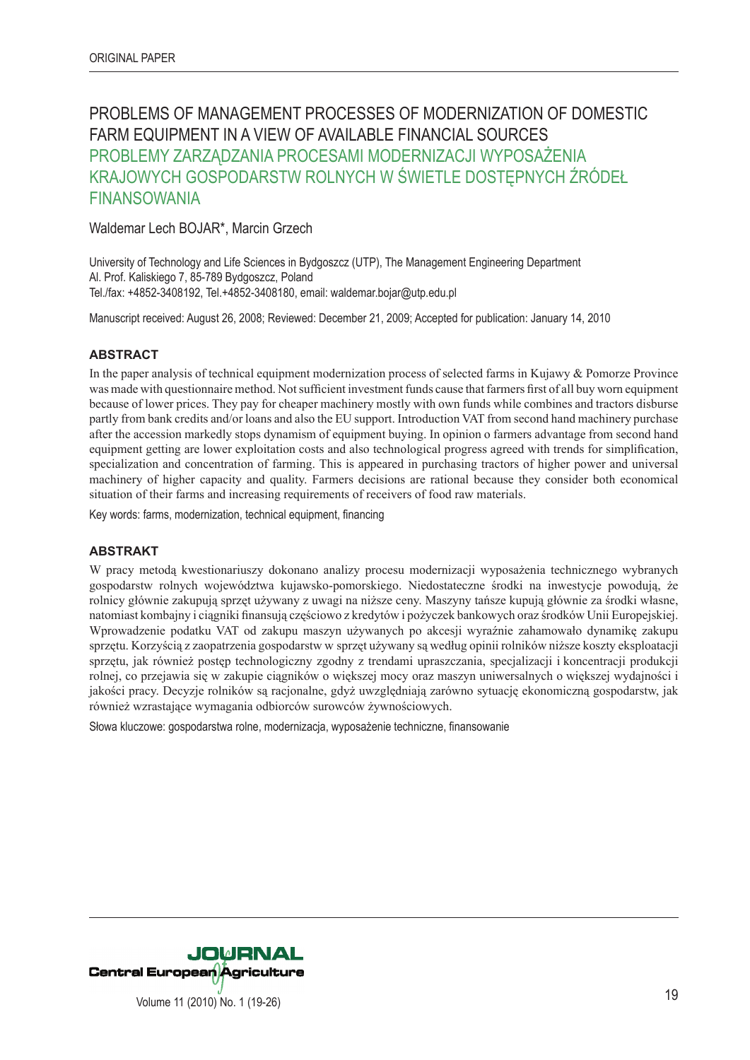ORIGINAL PAPER

# PROBLEMS OF MANAGEMENT PROCESSES OF MODERNIZATION OF DOMESTIC FARM EQUIPMENT IN A VIEW OF AVAILABLE FINANCIAL SOURCES

# PROBLEMY ZARZĄDZANIA PROCESAMI MODERNIZACJI WYPOSAŻENIA KRAJOWYCH GOSPODARSTW ROLNYCH W ŚWIETLE DOSTĘPNYCH ŹRÓDEŁ FINANSOWANIA

Waldemar Lech BOJAR*, Marcin Grzech

University of Technology and Life Sciences in Bydgoszcz (UTP), The Management Engineering Department
Al. Prof. Kaliskiego 7, 85-789 Bydgoszcz, Poland
Tel./fax: +4852-3408192, Tel.+4852-3408180, email: waldemar.bojar@utp.edu.pl

Manuscript received: August 26, 2008; Reviewed: December 21, 2009; Accepted for publication: January 14, 2010

## ABSTRACT

In the paper analysis of technical equipment modernization process of selected farms in Kujawy & Pomorze Province was made with questionnaire method. Not sufficient investment funds cause that farmers first of all buy worn equipment because of lower prices. They pay for cheaper machinery mostly with own funds while combines and tractors disburse partly from bank credits and/or loans and also the EU support. Introduction VAT from second hand machinery purchase after the accession markedly stops dynamism of equipment buying. In opinion o farmers advantage from second hand equipment getting are lower exploitation costs and also technological progress agreed with trends for simplification, specialization and concentration of farming. This is appeared in purchasing tractors of higher power and universal machinery of higher capacity and quality. Farmers decisions are rational because they consider both economical situation of their farms and increasing requirements of receivers of food raw materials.

Key words: farms, modernization, technical equipment, financing

## ABSTRAKT

W pracy metodą kwestionariuszy dokonano analizy procesu modernizacji wyposażenia technicznego wybranych gospodarstw rolnych województwa kujawsko-pomorskiego. Niedostateczne środki na inwestycje powodują, że rolnicy głównie zakupują sprzęt używany z uwagi na niższe ceny. Maszyny tańsze kupują głównie za środki własne, natomiast kombajny i ciągniki finansują częściowo z kredytów i pożyczek bankowych oraz środków Unii Europejskiej. Wprowadzenie podatku VAT od zakupu maszyn używanych po akcesji wyraźnie zahamowało dynamikę zakupu sprzętu. Korzyścią z zaopatrzenia gospodarstw w sprzęt używany są według opinii rolników niższe koszty eksploatacji sprzętu, jak również postęp technologiczny zgodny z trendami upraszczania, specjalizacji i koncentracji produkcji rolnej, co przejawia się w zakupie ciągników o większej mocy oraz maszyn uniwersalnych o większej wydajności i jakości pracy. Decyzje rolników są racjonalne, gdyż uwzględniają zarówno sytuację ekonomiczną gospodarstw, jak również wzrastające wymagania odbiorców surowców żywnościowych.

Słowa kluczowe: gospodarstwa rolne, modernizacja, wyposażenie techniczne, finansowanie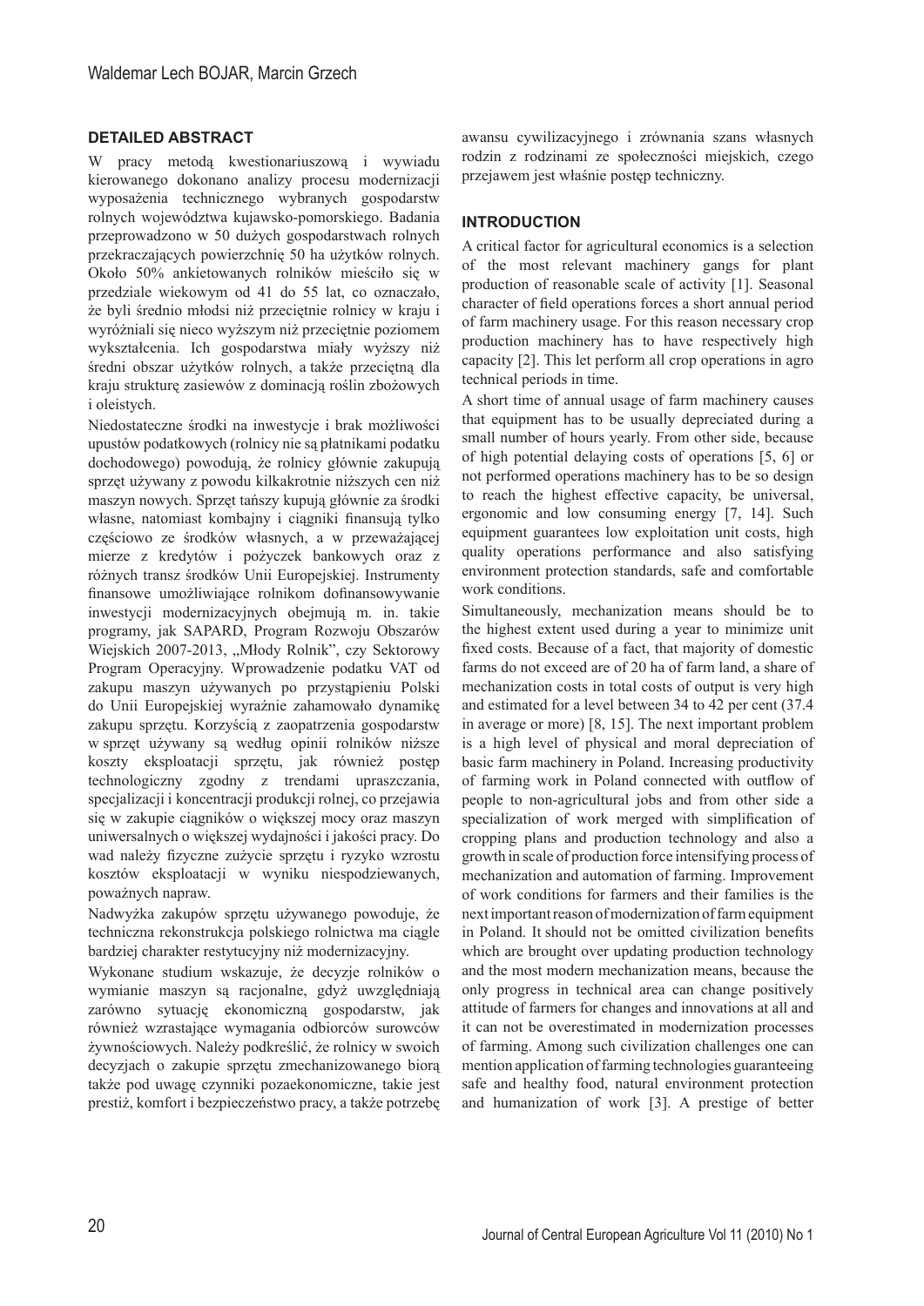## DETAILED ABSTRACT

W pracy metodą kwestionariuszową i wywiadu kierowanego dokonano analizy procesu modernizacji wyposażenia technicznego wybranych gospodarstw rolnych województwa kujawsko-pomorskiego. Badania przeprowadzono w 50 dużych gospodarstwach rolnych przekraczających powierzchnię 50 ha użytków rolnych. Około 50% ankietowanych rolników mieściło się w przedziale wiekowym od 41 do 55 lat, co oznaczało, że byli średnio młodsi niż przeciętnie rolnicy w kraju i wyróżniali się nieco wyższym niż przeciętnie poziomem wykształcenia. Ich gospodarstwa miały wyższy niż średni obszar użytków rolnych, a także przeciętną dla kraju strukturę zasiewów z dominacją roślin zbożowych i oleistych.

Niedostateczne środki na inwestycje i brak możliwości upustów podatkowych (rolnicy nie są płatnikami podatku dochodowego) powodują, że rolnicy głównie zakupują sprzęt używany z powodu kilkakrotnie niższych cen niż maszyn nowych. Sprzęt tańszy kupują głównie za środki własne, natomiast kombajny i ciągniki finansują tylko częściowo ze środków własnych, a w przeważającej mierze z kredytów i pożyczek bankowych oraz z różnych transz środków Unii Europejskiej. Instrumenty finansowe umożliwiające rolnikom dofinansowywanie inwestycji modernizacyjnych obejmują m. in. takie programy, jak SAPARD, Program Rozwoju Obszarów Wiejskich 2007-2013, „Młody Rolnik", czy Sektorowy Program Operacyjny. Wprowadzenie podatku VAT od zakupu maszyn używanych po przystąpieniu Polski do Unii Europejskiej wyraźnie zahamowało dynamikę zakupu sprzętu. Korzyścią z zaopatrzenia gospodarstw w sprzęt używany są według opinii rolników niższe koszty eksploatacji sprzętu, jak również postęp technologiczny zgodny z trendami upraszczania, specjalizacji i koncentracji produkcji rolnej, co przejawia się w zakupie ciągników o większej mocy oraz maszyn uniwersalnych o większej wydajności i jakości pracy. Do wad należy fizyczne zużycie sprzętu i ryzyko wzrostu kosztów eksploatacji w wyniku niespodziewanych, poważnych napraw.

Nadwyżka zakupów sprzętu używanego powoduje, że techniczna rekonstrukcja polskiego rolnictwa ma ciągle bardziej charakter restytucyjny niż modernizacyjny.

Wykonane studium wskazuje, że decyzje rolników o wymianie maszyn są racjonalne, gdyż uwzględniają zarówno sytuację ekonomiczną gospodarstw, jak również wzrastające wymagania odbiorców surowców żywnościowych. Należy podkreślić, że rolnicy w swoich decyzjach o zakupie sprzętu zmechanizowanego biorą także pod uwagę czynniki pozaekonomiczne, takie jest prestiż, komfort i bezpieczeństwo pracy, a także potrzebę awansu cywilizacyjnego i zrównania szans własnych rodzin z rodzinami ze społeczności miejskich, czego przejawem jest właśnie postęp techniczny.

## INTRODUCTION

A critical factor for agricultural economics is a selection of the most relevant machinery gangs for plant production of reasonable scale of activity [1]. Seasonal character of field operations forces a short annual period of farm machinery usage. For this reason necessary crop production machinery has to have respectively high capacity [2]. This let perform all crop operations in agro technical periods in time.

A short time of annual usage of farm machinery causes that equipment has to be usually depreciated during a small number of hours yearly. From other side, because of high potential delaying costs of operations [5, 6] or not performed operations machinery has to be so design to reach the highest effective capacity, be universal, ergonomic and low consuming energy [7, 14]. Such equipment guarantees low exploitation unit costs, high quality operations performance and also satisfying environment protection standards, safe and comfortable work conditions.

Simultaneously, mechanization means should be to the highest extent used during a year to minimize unit fixed costs. Because of a fact, that majority of domestic farms do not exceed are of 20 ha of farm land, a share of mechanization costs in total costs of output is very high and estimated for a level between 34 to 42 per cent (37.4 in average or more) [8, 15]. The next important problem is a high level of physical and moral depreciation of basic farm machinery in Poland. Increasing productivity of farming work in Poland connected with outflow of people to non-agricultural jobs and from other side a specialization of work merged with simplification of cropping plans and production technology and also a growth in scale of production force intensifying process of mechanization and automation of farming. Improvement of work conditions for farmers and their families is the next important reason of modernization of farm equipment in Poland. It should not be omitted civilization benefits which are brought over updating production technology and the most modern mechanization means, because the only progress in technical area can change positively attitude of farmers for changes and innovations at all and it can not be overestimated in modernization processes of farming. Among such civilization challenges one can mention application of farming technologies guaranteeing safe and healthy food, natural environment protection and humanization of work [3]. A prestige of better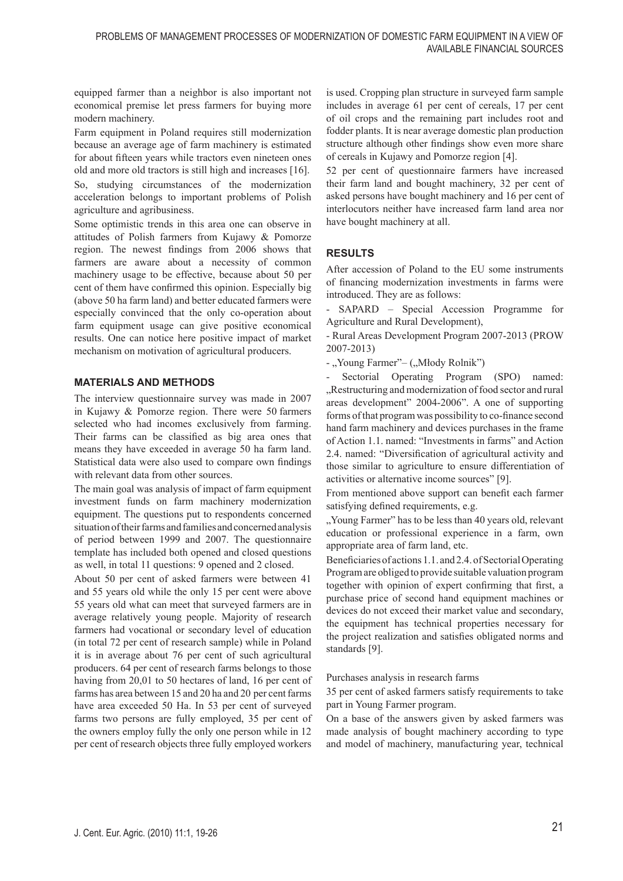equipped farmer than a neighbor is also important not economical premise let press farmers for buying more modern machinery.

Farm equipment in Poland requires still modernization because an average age of farm machinery is estimated for about fifteen years while tractors even nineteen ones old and more old tractors is still high and increases [16].

So, studying circumstances of the modernization acceleration belongs to important problems of Polish agriculture and agribusiness.

Some optimistic trends in this area one can observe in attitudes of Polish farmers from Kujawy & Pomorze region. The newest findings from 2006 shows that farmers are aware about a necessity of common machinery usage to be effective, because about 50 per cent of them have confirmed this opinion. Especially big (above 50 ha farm land) and better educated farmers were especially convinced that the only co-operation about farm equipment usage can give positive economical results. One can notice here positive impact of market mechanism on motivation of agricultural producers.

## MATERIALS AND METHODS

The interview questionnaire survey was made in 2007 in Kujawy & Pomorze region. There were 50 farmers selected who had incomes exclusively from farming. Their farms can be classified as big area ones that means they have exceeded in average 50 ha farm land. Statistical data were also used to compare own findings with relevant data from other sources.

The main goal was analysis of impact of farm equipment investment funds on farm machinery modernization equipment. The questions put to respondents concerned situation of their farms and families and concerned analysis of period between 1999 and 2007. The questionnaire template has included both opened and closed questions as well, in total 11 questions: 9 opened and 2 closed.

About 50 per cent of asked farmers were between 41 and 55 years old while the only 15 per cent were above 55 years old what can meet that surveyed farmers are in average relatively young people. Majority of research farmers had vocational or secondary level of education (in total 72 per cent of research sample) while in Poland it is in average about 76 per cent of such agricultural producers. 64 per cent of research farms belongs to those having from 20,01 to 50 hectares of land, 16 per cent of farms has area between 15 and 20 ha and 20 per cent farms have area exceeded 50 Ha. In 53 per cent of surveyed farms two persons are fully employed, 35 per cent of the owners employ fully the only one person while in 12 per cent of research objects three fully employed workers is used. Cropping plan structure in surveyed farm sample includes in average 61 per cent of cereals, 17 per cent of oil crops and the remaining part includes root and fodder plants. It is near average domestic plan production structure although other findings show even more share of cereals in Kujawy and Pomorze region [4].

52 per cent of questionnaire farmers have increased their farm land and bought machinery, 32 per cent of asked persons have bought machinery and 16 per cent of interlocutors neither have increased farm land area nor have bought machinery at all.

## RESULTS

After accession of Poland to the EU some instruments of financing modernization investments in farms were introduced. They are as follows:

- SAPARD – Special Accession Programme for Agriculture and Rural Development),
- Rural Areas Development Program 2007-2013 (PROW 2007-2013)
- „Young Farmer"– („Młody Rolnik")
- Sectorial Operating Program (SPO) named: „Restructuring and modernization of food sector and rural areas development" 2004-2006". A one of supporting forms of that program was possibility to co-finance second hand farm machinery and devices purchases in the frame of Action 1.1. named: "Investments in farms" and Action 2.4. named: "Diversification of agricultural activity and those similar to agriculture to ensure differentiation of activities or alternative income sources" [9].

From mentioned above support can benefit each farmer satisfying defined requirements, e.g.

„Young Farmer" has to be less than 40 years old, relevant education or professional experience in a farm, own appropriate area of farm land, etc.

Beneficiaries of actions 1.1. and 2.4. of Sectorial Operating Program are obliged to provide suitable valuation program together with opinion of expert confirming that first, a purchase price of second hand equipment machines or devices do not exceed their market value and secondary, the equipment has technical properties necessary for the project realization and satisfies obligated norms and standards [9].

Purchases analysis in research farms

35 per cent of asked farmers satisfy requirements to take part in Young Farmer program.

On a base of the answers given by asked farmers was made analysis of bought machinery according to type and model of machinery, manufacturing year, technical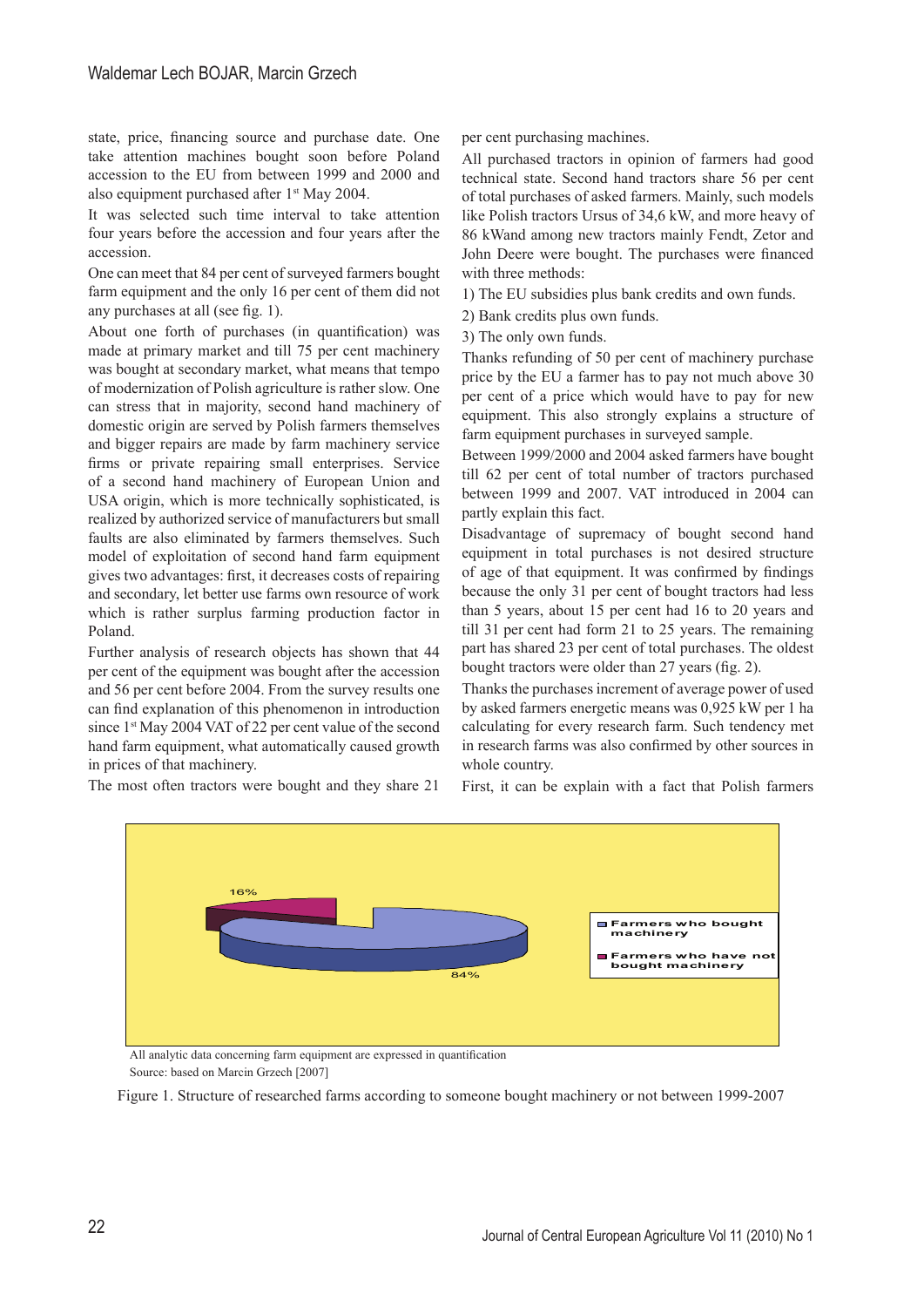state, price, financing source and purchase date. One take attention machines bought soon before Poland accession to the EU from between 1999 and 2000 and also equipment purchased after 1st May 2004.

It was selected such time interval to take attention four years before the accession and four years after the accession.

One can meet that 84 per cent of surveyed farmers bought farm equipment and the only 16 per cent of them did not any purchases at all (see fig. 1).

About one forth of purchases (in quantification) was made at primary market and till 75 per cent machinery was bought at secondary market, what means that tempo of modernization of Polish agriculture is rather slow. One can stress that in majority, second hand machinery of domestic origin are served by Polish farmers themselves and bigger repairs are made by farm machinery service firms or private repairing small enterprises. Service of a second hand machinery of European Union and USA origin, which is more technically sophisticated, is realized by authorized service of manufacturers but small faults are also eliminated by farmers themselves. Such model of exploitation of second hand farm equipment gives two advantages: first, it decreases costs of repairing and secondary, let better use farms own resource of work which is rather surplus farming production factor in Poland.

Further analysis of research objects has shown that 44 per cent of the equipment was bought after the accession and 56 per cent before 2004. From the survey results one can find explanation of this phenomenon in introduction since 1st May 2004 VAT of 22 per cent value of the second hand farm equipment, what automatically caused growth in prices of that machinery.

The most often tractors were bought and they share 21 per cent purchasing machines.

All purchased tractors in opinion of farmers had good technical state. Second hand tractors share 56 per cent of total purchases of asked farmers. Mainly, such models like Polish tractors Ursus of 34,6 kW, and more heavy of 86 kWand among new tractors mainly Fendt, Zetor and John Deere were bought. The purchases were financed with three methods:

1) The EU subsidies plus bank credits and own funds.

2) Bank credits plus own funds.

3) The only own funds.

Thanks refunding of 50 per cent of machinery purchase price by the EU a farmer has to pay not much above 30 per cent of a price which would have to pay for new equipment. This also strongly explains a structure of farm equipment purchases in surveyed sample.

Between 1999/2000 and 2004 asked farmers have bought till 62 per cent of total number of tractors purchased between 1999 and 2007. VAT introduced in 2004 can partly explain this fact.

Disadvantage of supremacy of bought second hand equipment in total purchases is not desired structure of age of that equipment. It was confirmed by findings because the only 31 per cent of bought tractors had less than 5 years, about 15 per cent had 16 to 20 years and till 31 per cent had form 21 to 25 years. The remaining part has shared 23 per cent of total purchases. The oldest bought tractors were older than 27 years (fig. 2).

Thanks the purchases increment of average power of used by asked farmers energetic means was 0,925 kW per 1 ha calculating for every research farm. Such tendency met in research farms was also confirmed by other sources in whole country.

First, it can be explain with a fact that Polish farmers

16%

84%

Farmers who bought machinery

Farmers who have not bought machinery

All analytic data concerning farm equipment are expressed in quantification

Source: based on Marcin Grzech [2007]

Figure 1. Structure of researched farms according to someone bought machinery or not between 1999-2007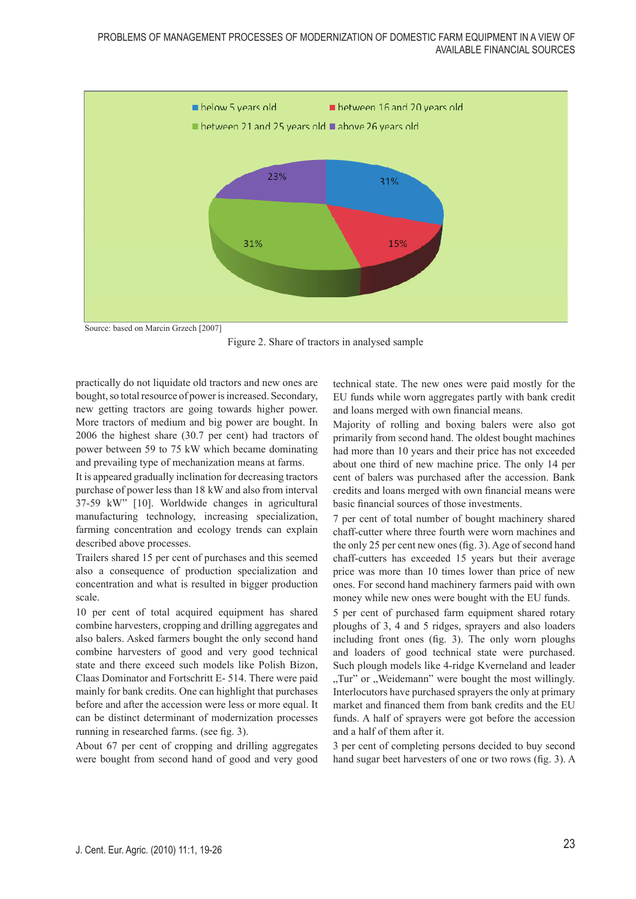Source: based on Marcin Grzech [2007]

Figure 2. Share of tractors in analysed sample

practically do not liquidate old tractors and new ones are bought, so total resource of power is increased. Secondary, new getting tractors are going towards higher power. More tractors of medium and big power are bought. In 2006 the highest share (30.7 per cent) had tractors of power between 59 to 75 kW which became dominating and prevailing type of mechanization means at farms.

It is appeared gradually inclination for decreasing tractors purchase of power less than 18 kW and also from interval 37-59 kW" [10]. Worldwide changes in agricultural manufacturing technology, increasing specialization, farming concentration and ecology trends can explain described above processes.

Trailers shared 15 per cent of purchases and this seemed also a consequence of production specialization and concentration and what is resulted in bigger production scale.

10 per cent of total acquired equipment has shared combine harvesters, cropping and drilling aggregates and also balers. Asked farmers bought the only second hand combine harvesters of good and very good technical state and there exceed such models like Polish Bizon, Claas Dominator and Fortschritt E- 514. There were paid mainly for bank credits. One can highlight that purchases before and after the accession were less or more equal. It can be distinct determinant of modernization processes running in researched farms. (see fig. 3).

About 67 per cent of cropping and drilling aggregates were bought from second hand of good and very good technical state. The new ones were paid mostly for the EU funds while worn aggregates partly with bank credit and loans merged with own financial means.

Majority of rolling and boxing balers were also got primarily from second hand. The oldest bought machines had more than 10 years and their price has not exceeded about one third of new machine price. The only 14 per cent of balers was purchased after the accession. Bank credits and loans merged with own financial means were basic financial sources of those investments.

7 per cent of total number of bought machinery shared chaff-cutter where three fourth were worn machines and the only 25 per cent new ones (fig. 3). Age of second hand chaff-cutters has exceeded 15 years but their average price was more than 10 times lower than price of new ones. For second hand machinery farmers paid with own money while new ones were bought with the EU funds.

5 per cent of purchased farm equipment shared rotary ploughs of 3, 4 and 5 ridges, sprayers and also loaders including front ones (fig. 3). The only worn ploughs and loaders of good technical state were purchased. Such plough models like 4-ridge Kverneland and leader „Tur" or „Weidemann" were bought the most willingly. Interlocutors have purchased sprayers the only at primary market and financed them from bank credits and the EU funds. A half of sprayers were got before the accession and a half of them after it.

3 per cent of completing persons decided to buy second hand sugar beet harvesters of one or two rows (fig. 3). A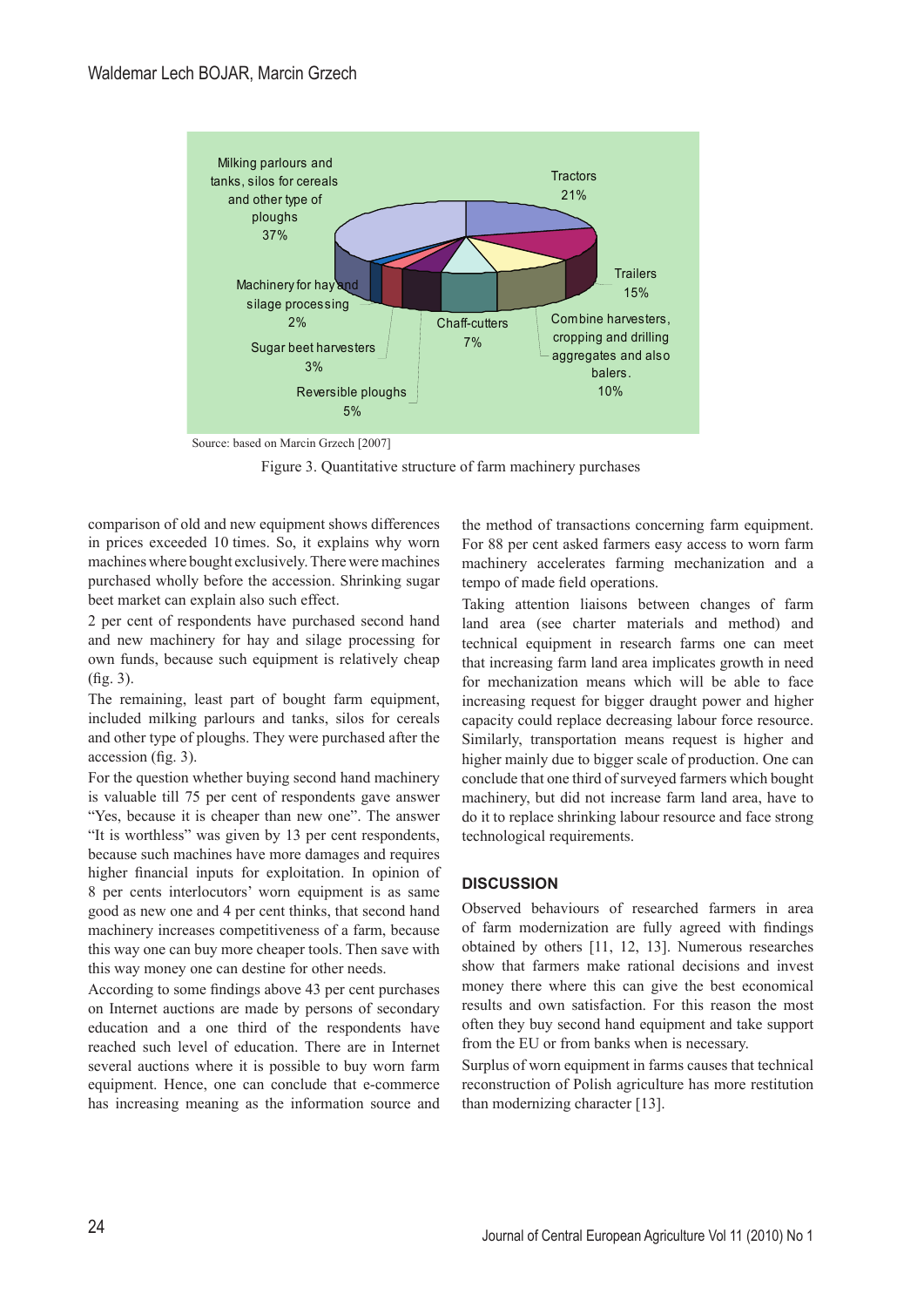Source: based on Marcin Grzech [2007]

Figure 3. Quantitative structure of farm machinery purchases

comparison of old and new equipment shows differences in prices exceeded 10 times. So, it explains why worn machines where bought exclusively. There were machines purchased wholly before the accession. Shrinking sugar beet market can explain also such effect.

2 per cent of respondents have purchased second hand and new machinery for hay and silage processing for own funds, because such equipment is relatively cheap (fig. 3).

The remaining, least part of bought farm equipment, included milking parlours and tanks, silos for cereals and other type of ploughs. They were purchased after the accession (fig. 3).

For the question whether buying second hand machinery is valuable till 75 per cent of respondents gave answer "Yes, because it is cheaper than new one". The answer "It is worthless" was given by 13 per cent respondents, because such machines have more damages and requires higher financial inputs for exploitation. In opinion of 8 per cents interlocutors' worn equipment is as same good as new one and 4 per cent thinks, that second hand machinery increases competitiveness of a farm, because this way one can buy more cheaper tools. Then save with this way money one can destine for other needs.

According to some findings above 43 per cent purchases on Internet auctions are made by persons of secondary education and a one third of the respondents have reached such level of education. There are in Internet several auctions where it is possible to buy worn farm equipment. Hence, one can conclude that e-commerce has increasing meaning as the information source and the method of transactions concerning farm equipment. For 88 per cent asked farmers easy access to worn farm machinery accelerates farming mechanization and a tempo of made field operations.

Taking attention liaisons between changes of farm land area (see charter materials and method) and technical equipment in research farms one can meet that increasing farm land area implicates growth in need for mechanization means which will be able to face increasing request for bigger draught power and higher capacity could replace decreasing labour force resource. Similarly, transportation means request is higher and higher mainly due to bigger scale of production. One can conclude that one third of surveyed farmers which bought machinery, but did not increase farm land area, have to do it to replace shrinking labour resource and face strong technological requirements.

## DISCUSSION

Observed behaviours of researched farmers in area of farm modernization are fully agreed with findings obtained by others [11, 12, 13]. Numerous researches show that farmers make rational decisions and invest money there where this can give the best economical results and own satisfaction. For this reason the most often they buy second hand equipment and take support from the EU or from banks when is necessary.

Surplus of worn equipment in farms causes that technical reconstruction of Polish agriculture has more restitution than modernizing character [13].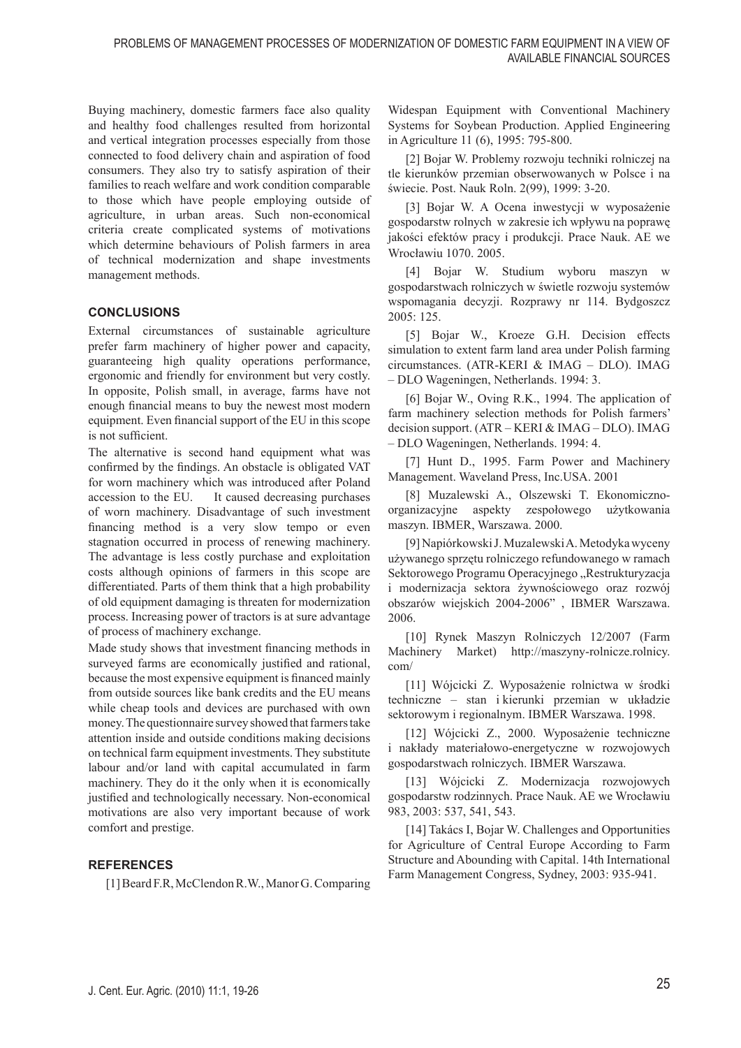Buying machinery, domestic farmers face also quality and healthy food challenges resulted from horizontal and vertical integration processes especially from those connected to food delivery chain and aspiration of food consumers. They also try to satisfy aspiration of their families to reach welfare and work condition comparable to those which have people employing outside of agriculture, in urban areas. Such non-economical criteria create complicated systems of motivations which determine behaviours of Polish farmers in area of technical modernization and shape investments management methods.

## CONCLUSIONS

External circumstances of sustainable agriculture prefer farm machinery of higher power and capacity, guaranteeing high quality operations performance, ergonomic and friendly for environment but very costly. In opposite, Polish small, in average, farms have not enough financial means to buy the newest most modern equipment. Even financial support of the EU in this scope is not sufficient.

The alternative is second hand equipment what was confirmed by the findings. An obstacle is obligated VAT for worn machinery which was introduced after Poland accession to the EU. It caused decreasing purchases of worn machinery. Disadvantage of such investment financing method is a very slow tempo or even stagnation occurred in process of renewing machinery. The advantage is less costly purchase and exploitation costs although opinions of farmers in this scope are differentiated. Parts of them think that a high probability of old equipment damaging is threaten for modernization process. Increasing power of tractors is at sure advantage of process of machinery exchange.

Made study shows that investment financing methods in surveyed farms are economically justified and rational, because the most expensive equipment is financed mainly from outside sources like bank credits and the EU means while cheap tools and devices are purchased with own money. The questionnaire survey showed that farmers take attention inside and outside conditions making decisions on technical farm equipment investments. They substitute labour and/or land with capital accumulated in farm machinery. They do it the only when it is economically justified and technologically necessary. Non-economical motivations are also very important because of work comfort and prestige.

## REFERENCES

[1] Beard F.R, McClendon R.W., Manor G. Comparing Widespan Equipment with Conventional Machinery Systems for Soybean Production. Applied Engineering in Agriculture 11 (6), 1995: 795-800.

[2] Bojar W. Problemy rozwoju techniki rolniczej na tle kierunków przemian obserwowanych w Polsce i na świecie. Post. Nauk Roln. 2(99), 1999: 3-20.

[3] Bojar W. A Ocena inwestycji w wyposażenie gospodarstw rolnych w zakresie ich wpływu na poprawę jakości efektów pracy i produkcji. Prace Nauk. AE we Wrocławiu 1070. 2005.

[4] Bojar W. Studium wyboru maszyn w gospodarstwach rolniczych w świetle rozwoju systemów wspomagania decyzji. Rozprawy nr 114. Bydgoszcz 2005: 125.

[5] Bojar W., Kroeze G.H. Decision effects simulation to extent farm land area under Polish farming circumstances. (ATR-KERI & IMAG – DLO). IMAG – DLO Wageningen, Netherlands. 1994: 3.

[6] Bojar W., Oving R.K., 1994. The application of farm machinery selection methods for Polish farmers' decision support. (ATR – KERI & IMAG – DLO). IMAG – DLO Wageningen, Netherlands. 1994: 4.

[7] Hunt D., 1995. Farm Power and Machinery Management. Waveland Press, Inc.USA. 2001

[8] Muzalewski A., Olszewski T. Ekonomiczno-organizacyjne aspekty zespołowego użytkowania maszyn. IBMER, Warszawa. 2000.

[9] Napiórkowski J. Muzalewski A. Metodyka wyceny używanego sprzętu rolniczego refundowanego w ramach Sektorowego Programu Operacyjnego „Restrukturyzacja i modernizacja sektora żywnościowego oraz rozwój obszarów wiejskich 2004-2006" , IBMER Warszawa. 2006.

[10] Rynek Maszyn Rolniczych 12/2007 (Farm Machinery Market) http://maszyny-rolnicze.rolnicy.com/

[11] Wójcicki Z. Wyposażenie rolnictwa w środki techniczne – stan i kierunki przemian w układzie sektorowym i regionalnym. IBMER Warszawa. 1998.

[12] Wójcicki Z., 2000. Wyposażenie techniczne i nakłady materiałowo-energetyczne w rozwojowych gospodarstwach rolniczych. IBMER Warszawa.

[13] Wójcicki Z. Modernizacja rozwojowych gospodarstw rodzinnych. Prace Nauk. AE we Wrocławiu 983, 2003: 537, 541, 543.

[14] Takács I, Bojar W. Challenges and Opportunities for Agriculture of Central Europe According to Farm Structure and Abounding with Capital. 14th International Farm Management Congress, Sydney, 2003: 935-941.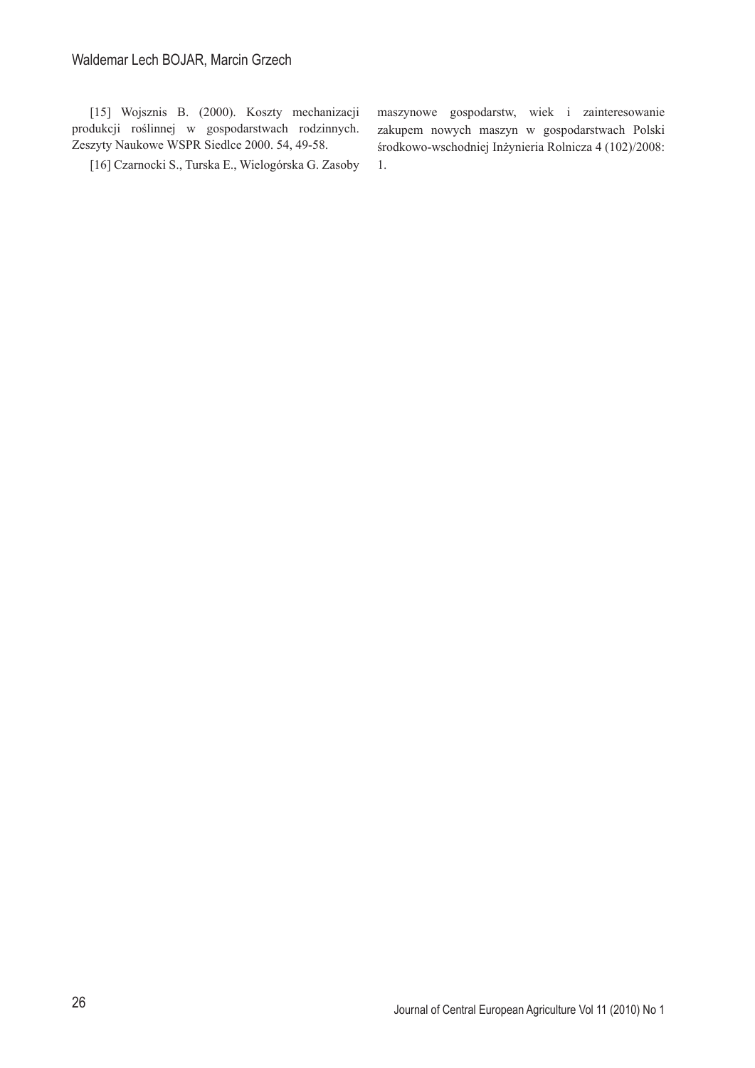[15] Wojsznis B. (2000). Koszty mechanizacji produkcji roślinnej w gospodarstwach rodzinnych. Zeszyty Naukowe WSPR Siedlce 2000. 54, 49-58.

[16] Czarnocki S., Turska E., Wielogórska G. Zasoby maszynowe gospodarstw, wiek i zainteresowanie zakupem nowych maszyn w gospodarstwach Polski środkowo-wschodniej Inżynieria Rolnicza 4 (102)/2008: 1.